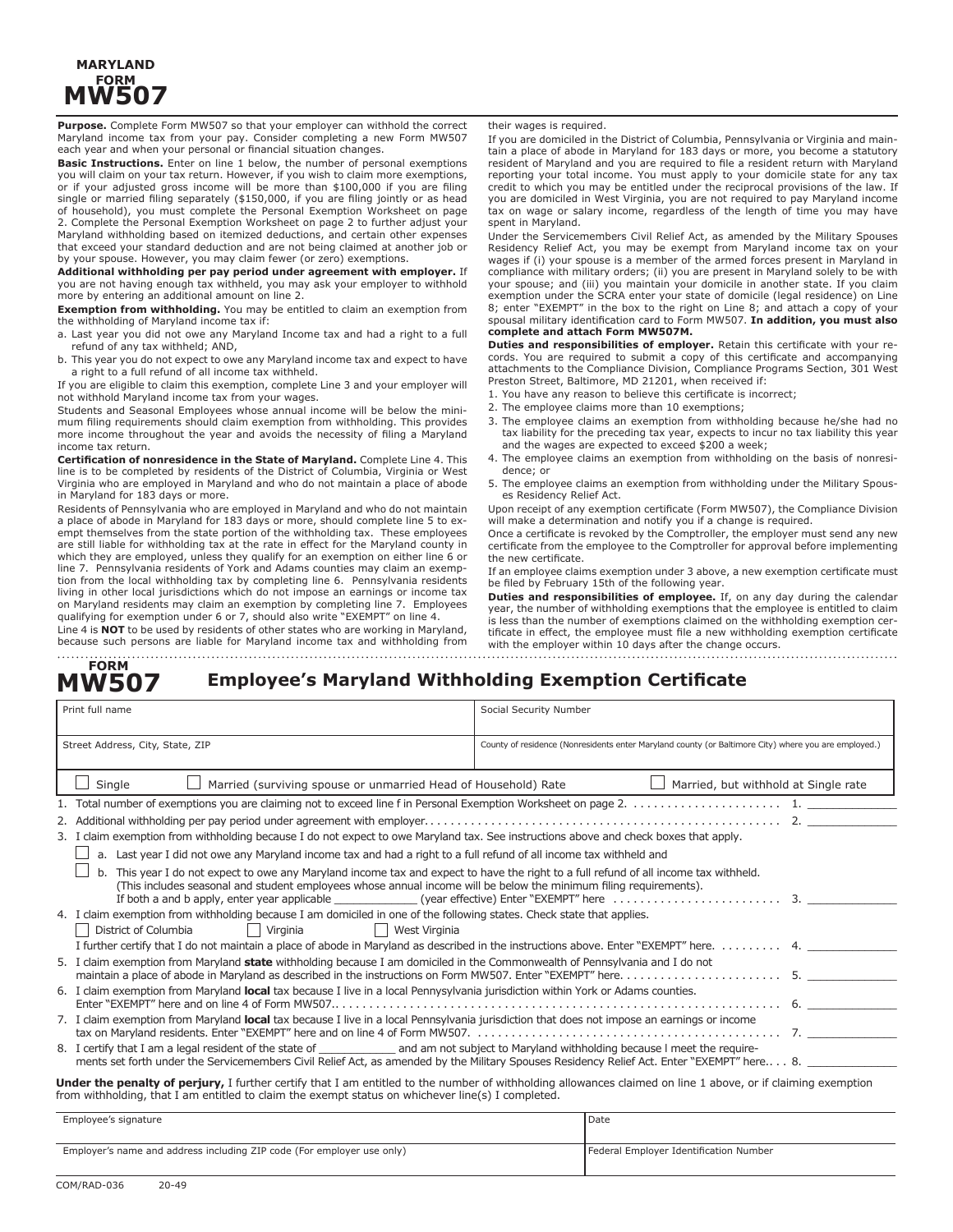# MARYLAND FORM MW507

**Purpose.** Complete Form MW507 so that your employer can withhold the correct Maryland income tax from your pay. Consider completing a new Form MW507 each year and when your personal or financial situation changes.

**Basic Instructions.** Enter on line 1 below, the number of personal exemptions you will claim on your tax return. However, if you wish to claim more exemptions, or if your adjusted gross income will be more than $100,000 if you are filing single or married filing separately ($150,000, if you are filing jointly or as head of household), you must complete the Personal Exemption Worksheet on page 2. Complete the Personal Exemption Worksheet on page 2 to further adjust your Maryland withholding based on itemized deductions, and certain other expenses that exceed your standard deduction and are not being claimed at another job or by your spouse. However, you may claim fewer (or zero) exemptions.

**Additional withholding per pay period under agreement with employer.** If you are not having enough tax withheld, you may ask your employer to withhold more by entering an additional amount on line 2.

**Exemption from withholding.** You may be entitled to claim an exemption from the withholding of Maryland income tax if:

a. Last year you did not owe any Maryland Income tax and had a right to a full refund of any tax withheld; AND,

b. This year you do not expect to owe any Maryland income tax and expect to have a right to a full refund of all income tax withheld.

If you are eligible to claim this exemption, complete Line 3 and your employer will not withhold Maryland income tax from your wages.

Students and Seasonal Employees whose annual income will be below the minimum filing requirements should claim exemption from withholding. This provides more income throughout the year and avoids the necessity of filing a Maryland income tax return.

**Certification of nonresidence in the State of Maryland.** Complete Line 4. This line is to be completed by residents of the District of Columbia, Virginia or West Virginia who are employed in Maryland and who do not maintain a place of abode in Maryland for 183 days or more.

Residents of Pennsylvania who are employed in Maryland and who do not maintain a place of abode in Maryland for 183 days or more, should complete line 5 to exempt themselves from the state portion of the withholding tax. These employees are still liable for withholding tax at the rate in effect for the Maryland county in which they are employed, unless they qualify for an exemption on either line 6 or line 7. Pennsylvania residents of York and Adams counties may claim an exemption from the local withholding tax by completing line 6. Pennsylvania residents living in other local jurisdictions which do not impose an earnings or income tax on Maryland residents may claim an exemption by completing line 7. Employees qualifying for exemption under 6 or 7, should also write "EXEMPT" on line 4.

Line 4 is **NOT** to be used by residents of other states who are working in Maryland, because such persons are liable for Maryland income tax and withholding from their wages is required.

If you are domiciled in the District of Columbia, Pennsylvania or Virginia and maintain a place of abode in Maryland for 183 days or more, you become a statutory resident of Maryland and you are required to file a resident return with Maryland reporting your total income. You must apply to your domicile state for any tax credit to which you may be entitled under the reciprocal provisions of the law. If you are domiciled in West Virginia, you are not required to pay Maryland income tax on wage or salary income, regardless of the length of time you may have spent in Maryland.

Under the Servicemembers Civil Relief Act, as amended by the Military Spouses Residency Relief Act, you may be exempt from Maryland income tax on your wages if (i) your spouse is a member of the armed forces present in Maryland in compliance with military orders; (ii) you are present in Maryland solely to be with your spouse; and (iii) you maintain your domicile in another state. If you claim exemption under the SCRA enter your state of domicile (legal residence) on Line 8; enter "EXEMPT" in the box to the right on Line 8; and attach a copy of your spousal military identification card to Form MW507. **In addition, you must also complete and attach Form MW507M.**

**Duties and responsibilities of employer.** Retain this certificate with your records. You are required to submit a copy of this certificate and accompanying attachments to the Compliance Division, Compliance Programs Section, 301 West Preston Street, Baltimore, MD 21201, when received if:

1. You have any reason to believe this certificate is incorrect;
2. The employee claims more than 10 exemptions;
3. The employee claims an exemption from withholding because he/she had no tax liability for the preceding tax year, expects to incur no tax liability this year and the wages are expected to exceed $200 a week;
4. The employee claims an exemption from withholding on the basis of nonresidence; or
5. The employee claims an exemption from withholding under the Military Spouses Residency Relief Act.

Upon receipt of any exemption certificate (Form MW507), the Compliance Division will make a determination and notify you if a change is required.

Once a certificate is revoked by the Comptroller, the employer must send any new certificate from the employee to the Comptroller for approval before implementing the new certificate.

If an employee claims exemption under 3 above, a new exemption certificate must be filed by February 15th of the following year.

**Duties and responsibilities of employee.** If, on any day during the calendar year, the number of withholding exemptions that the employee is entitled to claim is less than the number of exemptions claimed on the withholding exemption certificate in effect, the employee must file a new withholding exemption certificate with the employer within 10 days after the change occurs.

---

## FORM MW507 Employee's Maryland Withholding Exemption Certificate

| Print full name | Social Security Number |
|---|---|
| Street Address, City, State, ZIP | County of residence (Nonresidents enter Maryland county (or Baltimore City) where you are employed.) |

☐ Single ☐ Married (surviving spouse or unmarried Head of Household) Rate ☐ Married, but withhold at Single rate

1. Total number of exemptions you are claiming not to exceed line f in Personal Exemption Worksheet on page 2. . . . . . . . . . . . . . . . . . . . . . 1. ________
2. Additional withholding per pay period under agreement with employer. . . . . . . . . . . . . . . . . . . . . . . . . . . . . . . . . . . . . . . . . . . . . . . . . . . 2. ________
3. I claim exemption from withholding because I do not expect to owe Maryland tax. See instructions above and check boxes that apply.
   - ☐ a. Last year I did not owe any Maryland income tax and had a right to a full refund of all income tax withheld and
   - ☐ b. This year I do not expect to owe any Maryland income tax and expect to have the right to a full refund of all income tax withheld. (This includes seasonal and student employees whose annual income will be below the minimum filing requirements).

   If both a and b apply, enter year applicable ____________ (year effective) Enter "EXEMPT" here . . . . . . . . . . . . . . . . . . . . . . . . 3. ________
4. I claim exemption from withholding because I am domiciled in one of the following states. Check state that applies.

   ☐ District of Columbia ☐ Virginia ☐ West Virginia

   I further certify that I do not maintain a place of abode in Maryland as described in the instructions above. Enter "EXEMPT" here. . . . . . . . . 4. ________
5. I claim exemption from Maryland **state** withholding because I am domiciled in the Commonwealth of Pennsylvania and I do not maintain a place of abode in Maryland as described in the instructions on Form MW507. Enter "EXEMPT" here. . . . . . . . . . . . . . . . . . . . . . . 5. ________
6. I claim exemption from Maryland **local** tax because I live in a local Pennysylvania jurisdiction within York or Adams counties. Enter "EXEMPT" here and on line 4 of Form MW507.. . . . . . . . . . . . . . . . . . . . . . . . . . . . . . . . . . . . . . . . . . . . . . . . . . . . . . . . . . . . . 6. ________
7. I claim exemption from Maryland **local** tax because I live in a local Pennsylvania jurisdiction that does not impose an earnings or income tax on Maryland residents. Enter "EXEMPT" here and on line 4 of Form MW507. . . . . . . . . . . . . . . . . . . . . . . . . . . . . . . . . . . . . . . . . . . . 7. ________
8. I certify that I am a legal resident of the state of ___________ and am not subject to Maryland withholding because I meet the requirements set forth under the Servicemembers Civil Relief Act, as amended by the Military Spouses Residency Relief Act. Enter "EXEMPT" here.. . . 8. ________

**Under the penalty of perjury,** I further certify that I am entitled to the number of withholding allowances claimed on line 1 above, or if claiming exemption from withholding, that I am entitled to claim the exempt status on whichever line(s) I completed.

| Employee's signature | Date |
|---|---|
| Employer's name and address including ZIP code (For employer use only) | Federal Employer Identification Number |

COM/RAD-036 20-49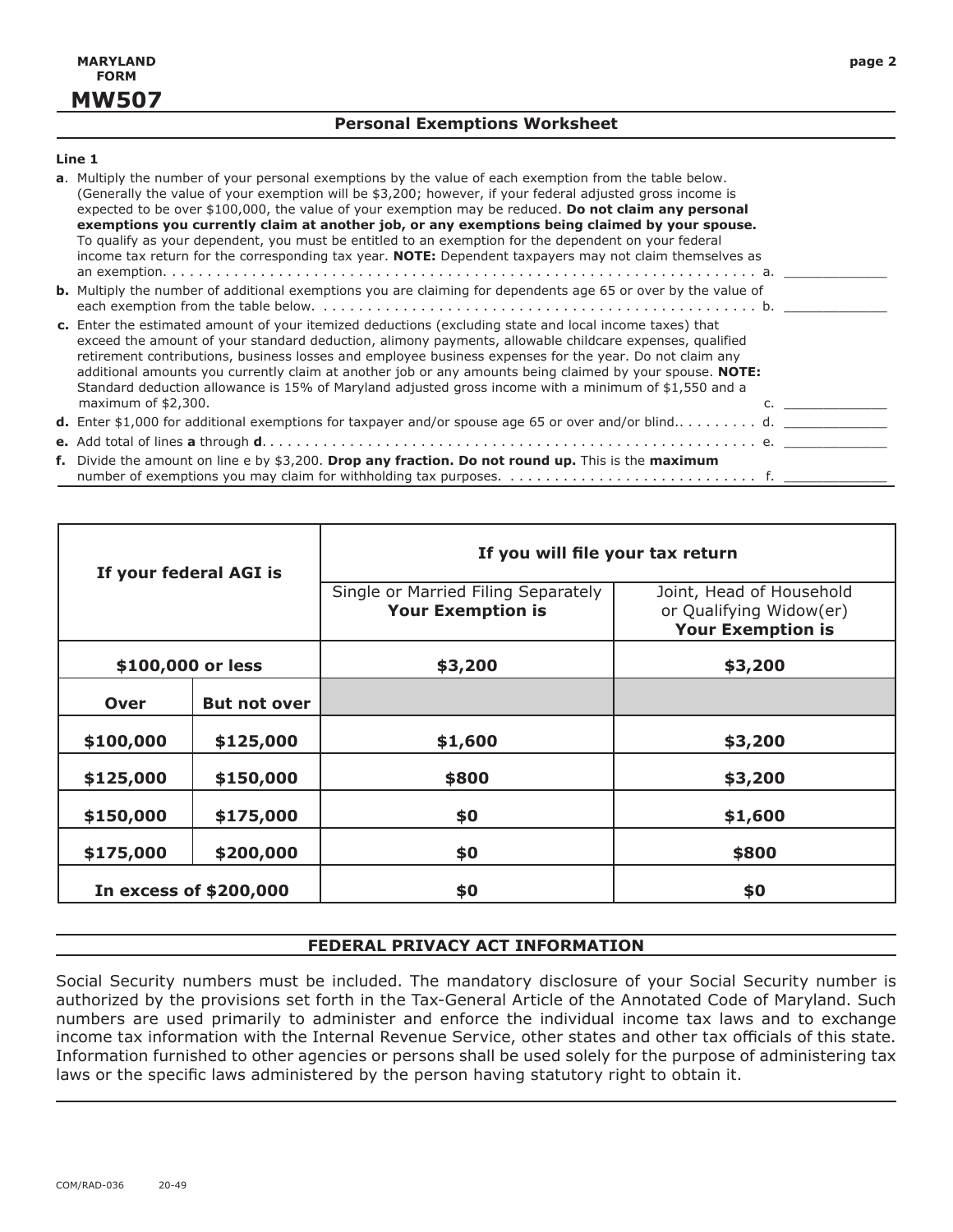**MARYLAND FORM**

# MW507

## Personal Exemptions Worksheet

**Line 1**

**a**. Multiply the number of your personal exemptions by the value of each exemption from the table below. (Generally the value of your exemption will be $3,200; however, if your federal adjusted gross income is expected to be over $100,000, the value of your exemption may be reduced. **Do not claim any personal exemptions you currently claim at another job, or any exemptions being claimed by your spouse.** To qualify as your dependent, you must be entitled to an exemption for the dependent on your federal income tax return for the corresponding tax year. **NOTE:** Dependent taxpayers may not claim themselves as an exemption. . . . . . . . . . . . . . . . . . . . . . . . . . . . . . . . . . . . . . . . . . . . . . . . . . . . . . . . . . . . . . . . . . . a. _____________

**b.** Multiply the number of additional exemptions you are claiming for dependents age 65 or over by the value of each exemption from the table below. . . . . . . . . . . . . . . . . . . . . . . . . . . . . . . . . . . . . . . . . . . . . . . . . b. _____________

**c.** Enter the estimated amount of your itemized deductions (excluding state and local income taxes) that exceed the amount of your standard deduction, alimony payments, allowable childcare expenses, qualified retirement contributions, business losses and employee business expenses for the year. Do not claim any additional amounts you currently claim at another job or any amounts being claimed by your spouse. **NOTE:** Standard deduction allowance is 15% of Maryland adjusted gross income with a minimum of $1,550 and a maximum of $2,300. c. _____________

**d.** Enter $1,000 for additional exemptions for taxpayer and/or spouse age 65 or over and/or blind.. . . . . . . . . d. _____________

**e.** Add total of lines **a** through **d**. . . . . . . . . . . . . . . . . . . . . . . . . . . . . . . . . . . . . . . . . . . . . . . . . . . . . . . . e. _____________

**f.** Divide the amount on line e by $3,200. **Drop any fraction. Do not round up.** This is the **maximum** number of exemptions you may claim for withholding tax purposes. . . . . . . . . . . . . . . . . . . . . . . . . . . . . f. _____________

| **If your federal AGI is** | | **If you will file your tax return** | |
|---|---|---|---|
| | | Single or Married Filing Separately **Your Exemption is** | Joint, Head of Household or Qualifying Widow(er) **Your Exemption is** |
| **$100,000 or less** | | **$3,200** | **$3,200** |
| **Over** | **But not over** | | |
| **$100,000** | **$125,000** | **$1,600** | **$3,200** |
| **$125,000** | **$150,000** | **$800** | **$3,200** |
| **$150,000** | **$175,000** | **$0** | **$1,600** |
| **$175,000** | **$200,000** | **$0** | **$800** |
| **In excess of $200,000** | | **$0** | **$0** |

## FEDERAL PRIVACY ACT INFORMATION

Social Security numbers must be included. The mandatory disclosure of your Social Security number is authorized by the provisions set forth in the Tax-General Article of the Annotated Code of Maryland. Such numbers are used primarily to administer and enforce the individual income tax laws and to exchange income tax information with the Internal Revenue Service, other states and other tax officials of this state. Information furnished to other agencies or persons shall be used solely for the purpose of administering tax laws or the specific laws administered by the person having statutory right to obtain it.

COM/RAD-036 20-49